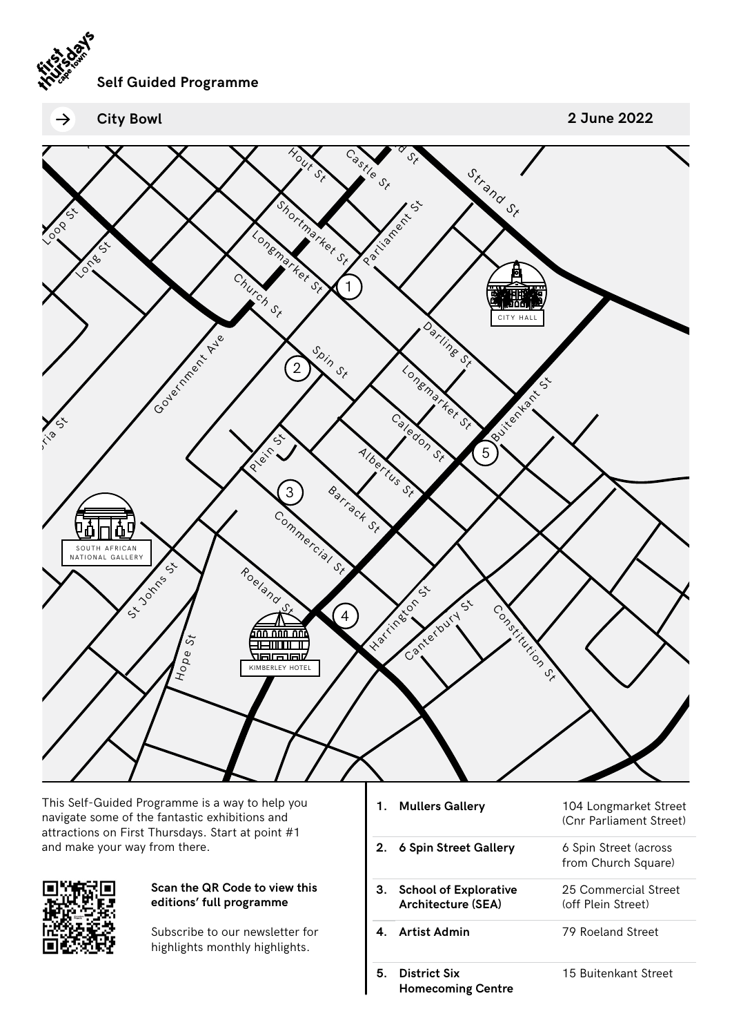**Self Guided Programme**

→ **City Bowl** **2 June 2022**

This Self-Guided Programme is a way to help you navigate some of the fantastic exhibitions and attractions on First Thursdays. Start at point #1 and make your way from there.

**Scan the QR Code to view this editions' full programme**

Subscribe to our newsletter for highlights monthly highlights.

| | | |
|---|---|---|
| **1.** | **Mullers Gallery** | 104 Longmarket Street (Cnr Parliament Street) |
| **2.** | **6 Spin Street Gallery** | 6 Spin Street (across from Church Square) |
| **3.** | **School of Explorative Architecture (SEA)** | 25 Commercial Street (off Plein Street) |
| **4.** | **Artist Admin** | 79 Roeland Street |
| **5.** | **District Six Homecoming Centre** | 15 Buitenkant Street |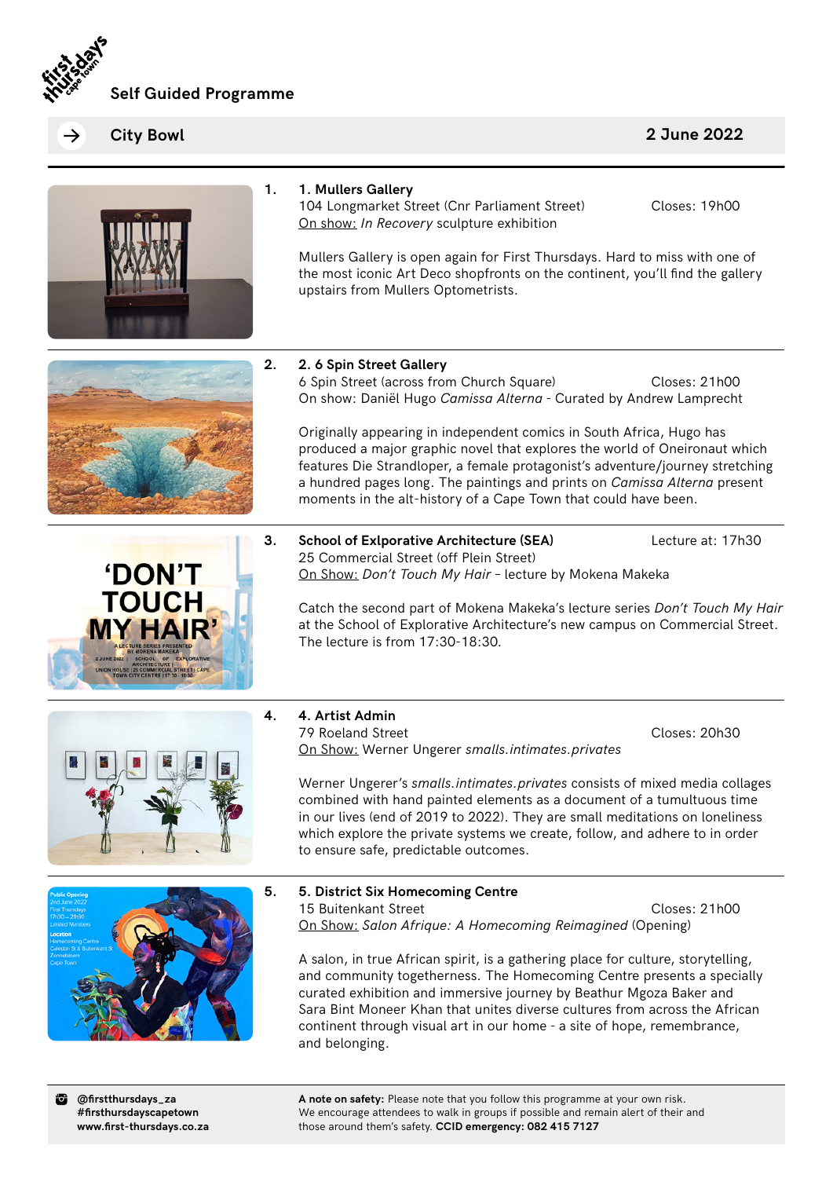Self Guided Programme

## City Bowl

**2 June 2022**

### 1. Mullers Gallery

104 Longmarket Street (Cnr Parliament Street) — Closes: 19h00

On show: *In Recovery* sculpture exhibition

Mullers Gallery is open again for First Thursdays. Hard to miss with one of the most iconic Art Deco shopfronts on the continent, you'll find the gallery upstairs from Mullers Optometrists.

### 2. 6 Spin Street Gallery

6 Spin Street (across from Church Square) — Closes: 21h00

On show: Daniël Hugo *Camissa Alterna* - Curated by Andrew Lamprecht

Originally appearing in independent comics in South Africa, Hugo has produced a major graphic novel that explores the world of Oneironaut which features Die Strandloper, a female protagonist's adventure/journey stretching a hundred pages long. The paintings and prints on *Camissa Alterna* present moments in the alt-history of a Cape Town that could have been.

### 3. School of Exlporative Architecture (SEA)

Lecture at: 17h30

25 Commercial Street (off Plein Street)

On Show: *Don't Touch My Hair* - lecture by Mokena Makeka

Catch the second part of Mokena Makeka's lecture series *Don't Touch My Hair* at the School of Explorative Architecture's new campus on Commercial Street. The lecture is from 17:30-18:30.

### 4. Artist Admin

79 Roeland Street — Closes: 20h30

On Show: Werner Ungerer *smalls.intimates.privates*

Werner Ungerer's *smalls.intimates.privates* consists of mixed media collages combined with hand painted elements as a document of a tumultuous time in our lives (end of 2019 to 2022). They are small meditations on loneliness which explore the private systems we create, follow, and adhere to in order to ensure safe, predictable outcomes.

### 5. District Six Homecoming Centre

15 Buitenkant Street — Closes: 21h00

On Show: *Salon Afrique: A Homecoming Reimagined* (Opening)

A salon, in true African spirit, is a gathering place for culture, storytelling, and community togetherness. The Homecoming Centre presents a specially curated exhibition and immersive journey by Beathur Mgoza Baker and Sara Bint Moneer Khan that unites diverse cultures from across the African continent through visual art in our home - a site of hope, remembrance, and belonging.

---

**@firstthursdays_za**
**#firsthursdayscapetown**
**www.first-thursdays.co.za**

**A note on safety:** Please note that you follow this programme at your own risk. We encourage attendees to walk in groups if possible and remain alert of their and those around them's safety. **CCID emergency: 082 415 7127**